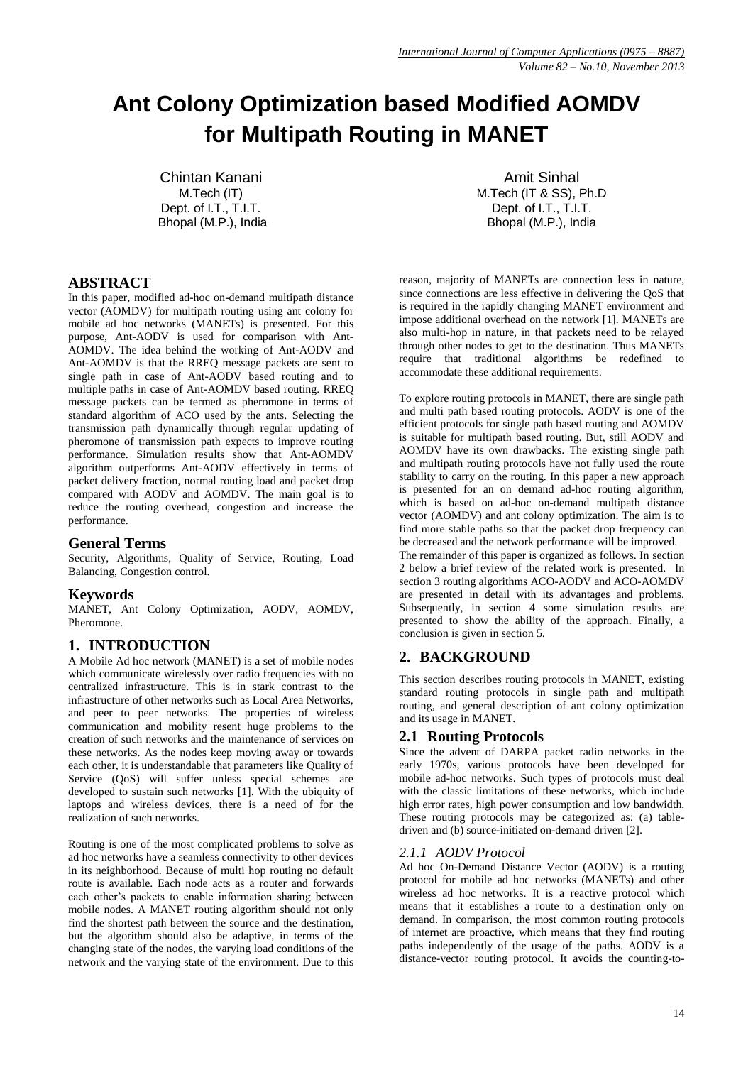# Ant Colony Optimization based Modified AOMDV for Multipath Routing in MANET

Chintan Kanani
M.Tech (IT)
Dept. of I.T., T.I.T.
Bhopal (M.P.), India

Amit Sinhal
M.Tech (IT & SS), Ph.D
Dept. of I.T., T.I.T.
Bhopal (M.P.), India

## ABSTRACT

In this paper, modified ad-hoc on-demand multipath distance vector (AOMDV) for multipath routing using ant colony for mobile ad hoc networks (MANETs) is presented. For this purpose, Ant-AODV is used for comparison with Ant-AOMDV. The idea behind the working of Ant-AODV and Ant-AOMDV is that the RREQ message packets are sent to single path in case of Ant-AODV based routing and to multiple paths in case of Ant-AOMDV based routing. RREQ message packets can be termed as pheromone in terms of standard algorithm of ACO used by the ants. Selecting the transmission path dynamically through regular updating of pheromone of transmission path expects to improve routing performance. Simulation results show that Ant-AOMDV algorithm outperforms Ant-AODV effectively in terms of packet delivery fraction, normal routing load and packet drop compared with AODV and AOMDV. The main goal is to reduce the routing overhead, congestion and increase the performance.

## General Terms

Security, Algorithms, Quality of Service, Routing, Load Balancing, Congestion control.

## Keywords

MANET, Ant Colony Optimization, AODV, AOMDV, Pheromone.

## 1. INTRODUCTION

A Mobile Ad hoc network (MANET) is a set of mobile nodes which communicate wirelessly over radio frequencies with no centralized infrastructure. This is in stark contrast to the infrastructure of other networks such as Local Area Networks, and peer to peer networks. The properties of wireless communication and mobility resent huge problems to the creation of such networks and the maintenance of services on these networks. As the nodes keep moving away or towards each other, it is understandable that parameters like Quality of Service (QoS) will suffer unless special schemes are developed to sustain such networks [1]. With the ubiquity of laptops and wireless devices, there is a need of for the realization of such networks.

Routing is one of the most complicated problems to solve as ad hoc networks have a seamless connectivity to other devices in its neighborhood. Because of multi hop routing no default route is available. Each node acts as a router and forwards each other's packets to enable information sharing between mobile nodes. A MANET routing algorithm should not only find the shortest path between the source and the destination, but the algorithm should also be adaptive, in terms of the changing state of the nodes, the varying load conditions of the network and the varying state of the environment. Due to this reason, majority of MANETs are connection less in nature, since connections are less effective in delivering the QoS that is required in the rapidly changing MANET environment and impose additional overhead on the network [1]. MANETs are also multi-hop in nature, in that packets need to be relayed through other nodes to get to the destination. Thus MANETs require that traditional algorithms be redefined to accommodate these additional requirements.

To explore routing protocols in MANET, there are single path and multi path based routing protocols. AODV is one of the efficient protocols for single path based routing and AOMDV is suitable for multipath based routing. But, still AODV and AOMDV have its own drawbacks. The existing single path and multipath routing protocols have not fully used the route stability to carry on the routing. In this paper a new approach is presented for an on demand ad-hoc routing algorithm, which is based on ad-hoc on-demand multipath distance vector (AOMDV) and ant colony optimization. The aim is to find more stable paths so that the packet drop frequency can be decreased and the network performance will be improved.
The remainder of this paper is organized as follows. In section 2 below a brief review of the related work is presented. In section 3 routing algorithms ACO-AODV and ACO-AOMDV are presented in detail with its advantages and problems. Subsequently, in section 4 some simulation results are presented to show the ability of the approach. Finally, a conclusion is given in section 5.

## 2. BACKGROUND

This section describes routing protocols in MANET, existing standard routing protocols in single path and multipath routing, and general description of ant colony optimization and its usage in MANET.

### 2.1 Routing Protocols

Since the advent of DARPA packet radio networks in the early 1970s, various protocols have been developed for mobile ad-hoc networks. Such types of protocols must deal with the classic limitations of these networks, which include high error rates, high power consumption and low bandwidth. These routing protocols may be categorized as: (a) table-driven and (b) source-initiated on-demand driven [2].

#### *2.1.1 AODV Protocol*

Ad hoc On-Demand Distance Vector (AODV) is a routing protocol for mobile ad hoc networks (MANETs) and other wireless ad hoc networks. It is a reactive protocol which means that it establishes a route to a destination only on demand. In comparison, the most common routing protocols of internet are proactive, which means that they find routing paths independently of the usage of the paths. AODV is a distance-vector routing protocol. It avoids the counting-to-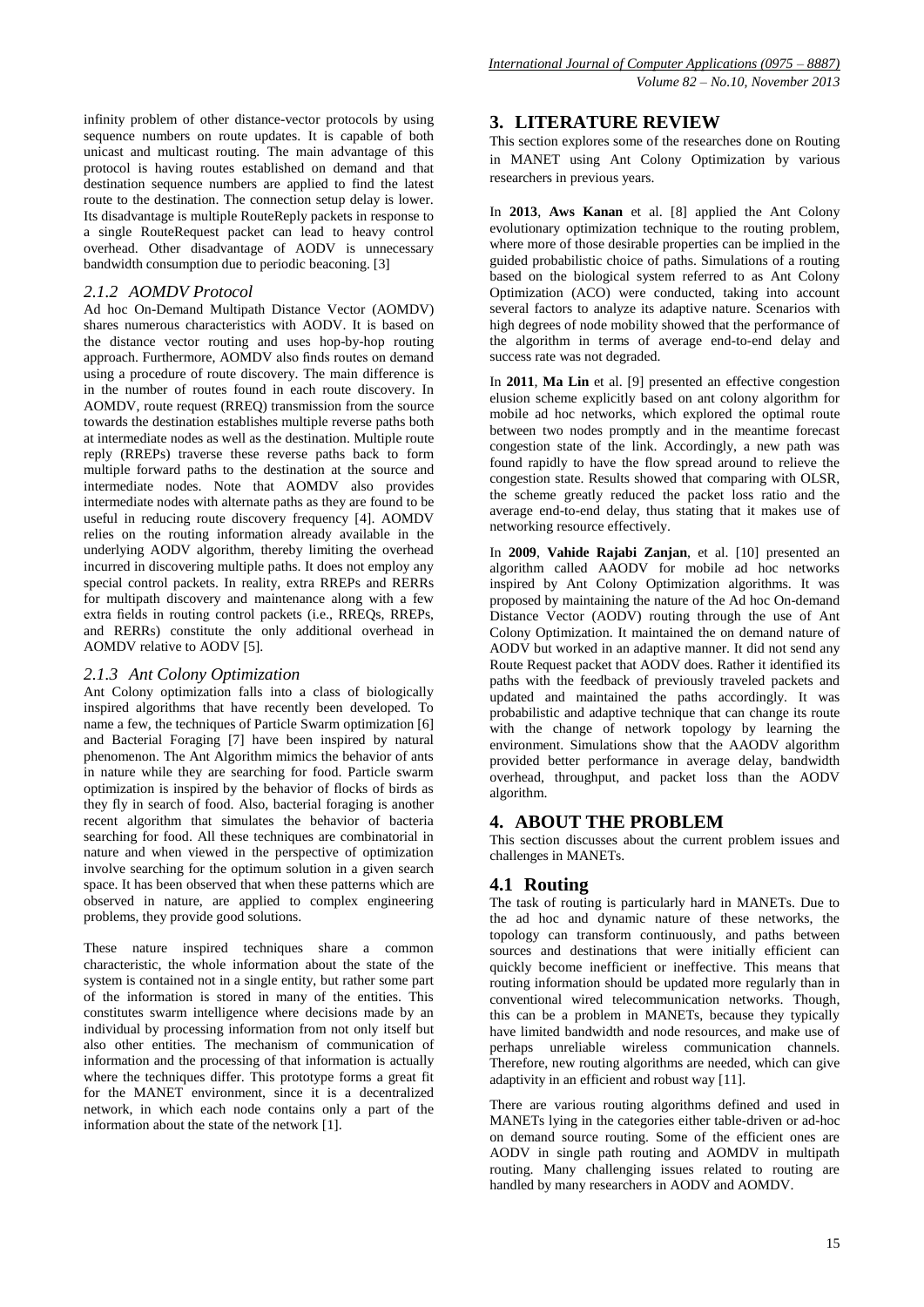infinity problem of other distance-vector protocols by using sequence numbers on route updates. It is capable of both unicast and multicast routing. The main advantage of this protocol is having routes established on demand and that destination sequence numbers are applied to find the latest route to the destination. The connection setup delay is lower. Its disadvantage is multiple RouteReply packets in response to a single RouteRequest packet can lead to heavy control overhead. Other disadvantage of AODV is unnecessary bandwidth consumption due to periodic beaconing. [3]

### *2.1.2 AOMDV Protocol*

Ad hoc On-Demand Multipath Distance Vector (AOMDV) shares numerous characteristics with AODV. It is based on the distance vector routing and uses hop-by-hop routing approach. Furthermore, AOMDV also finds routes on demand using a procedure of route discovery. The main difference is in the number of routes found in each route discovery. In AOMDV, route request (RREQ) transmission from the source towards the destination establishes multiple reverse paths both at intermediate nodes as well as the destination. Multiple route reply (RREPs) traverse these reverse paths back to form multiple forward paths to the destination at the source and intermediate nodes. Note that AOMDV also provides intermediate nodes with alternate paths as they are found to be useful in reducing route discovery frequency [4]. AOMDV relies on the routing information already available in the underlying AODV algorithm, thereby limiting the overhead incurred in discovering multiple paths. It does not employ any special control packets. In reality, extra RREPs and RERRs for multipath discovery and maintenance along with a few extra fields in routing control packets (i.e., RREQs, RREPs, and RERRs) constitute the only additional overhead in AOMDV relative to AODV [5].

### *2.1.3 Ant Colony Optimization*

Ant Colony optimization falls into a class of biologically inspired algorithms that have recently been developed. To name a few, the techniques of Particle Swarm optimization [6] and Bacterial Foraging [7] have been inspired by natural phenomenon. The Ant Algorithm mimics the behavior of ants in nature while they are searching for food. Particle swarm optimization is inspired by the behavior of flocks of birds as they fly in search of food. Also, bacterial foraging is another recent algorithm that simulates the behavior of bacteria searching for food. All these techniques are combinatorial in nature and when viewed in the perspective of optimization involve searching for the optimum solution in a given search space. It has been observed that when these patterns which are observed in nature, are applied to complex engineering problems, they provide good solutions.

These nature inspired techniques share a common characteristic, the whole information about the state of the system is contained not in a single entity, but rather some part of the information is stored in many of the entities. This constitutes swarm intelligence where decisions made by an individual by processing information from not only itself but also other entities. The mechanism of communication of information and the processing of that information is actually where the techniques differ. This prototype forms a great fit for the MANET environment, since it is a decentralized network, in which each node contains only a part of the information about the state of the network [1].

## 3. LITERATURE REVIEW

This section explores some of the researches done on Routing in MANET using Ant Colony Optimization by various researchers in previous years.

In **2013**, **Aws Kanan** et al. [8] applied the Ant Colony evolutionary optimization technique to the routing problem, where more of those desirable properties can be implied in the guided probabilistic choice of paths. Simulations of a routing based on the biological system referred to as Ant Colony Optimization (ACO) were conducted, taking into account several factors to analyze its adaptive nature. Scenarios with high degrees of node mobility showed that the performance of the algorithm in terms of average end-to-end delay and success rate was not degraded.

In **2011**, **Ma Lin** et al. [9] presented an effective congestion elusion scheme explicitly based on ant colony algorithm for mobile ad hoc networks, which explored the optimal route between two nodes promptly and in the meantime forecast congestion state of the link. Accordingly, a new path was found rapidly to have the flow spread around to relieve the congestion state. Results showed that comparing with OLSR, the scheme greatly reduced the packet loss ratio and the average end-to-end delay, thus stating that it makes use of networking resource effectively.

In **2009**, **Vahide Rajabi Zanjan**, et al. [10] presented an algorithm called AAODV for mobile ad hoc networks inspired by Ant Colony Optimization algorithms. It was proposed by maintaining the nature of the Ad hoc On-demand Distance Vector (AODV) routing through the use of Ant Colony Optimization. It maintained the on demand nature of AODV but worked in an adaptive manner. It did not send any Route Request packet that AODV does. Rather it identified its paths with the feedback of previously traveled packets and updated and maintained the paths accordingly. It was probabilistic and adaptive technique that can change its route with the change of network topology by learning the environment. Simulations show that the AAODV algorithm provided better performance in average delay, bandwidth overhead, throughput, and packet loss than the AODV algorithm.

## 4. ABOUT THE PROBLEM

This section discusses about the current problem issues and challenges in MANETs.

## 4.1 Routing

The task of routing is particularly hard in MANETs. Due to the ad hoc and dynamic nature of these networks, the topology can transform continuously, and paths between sources and destinations that were initially efficient can quickly become inefficient or ineffective. This means that routing information should be updated more regularly than in conventional wired telecommunication networks. Though, this can be a problem in MANETs, because they typically have limited bandwidth and node resources, and make use of perhaps unreliable wireless communication channels. Therefore, new routing algorithms are needed, which can give adaptivity in an efficient and robust way [11].

There are various routing algorithms defined and used in MANETs lying in the categories either table-driven or ad-hoc on demand source routing. Some of the efficient ones are AODV in single path routing and AOMDV in multipath routing. Many challenging issues related to routing are handled by many researchers in AODV and AOMDV.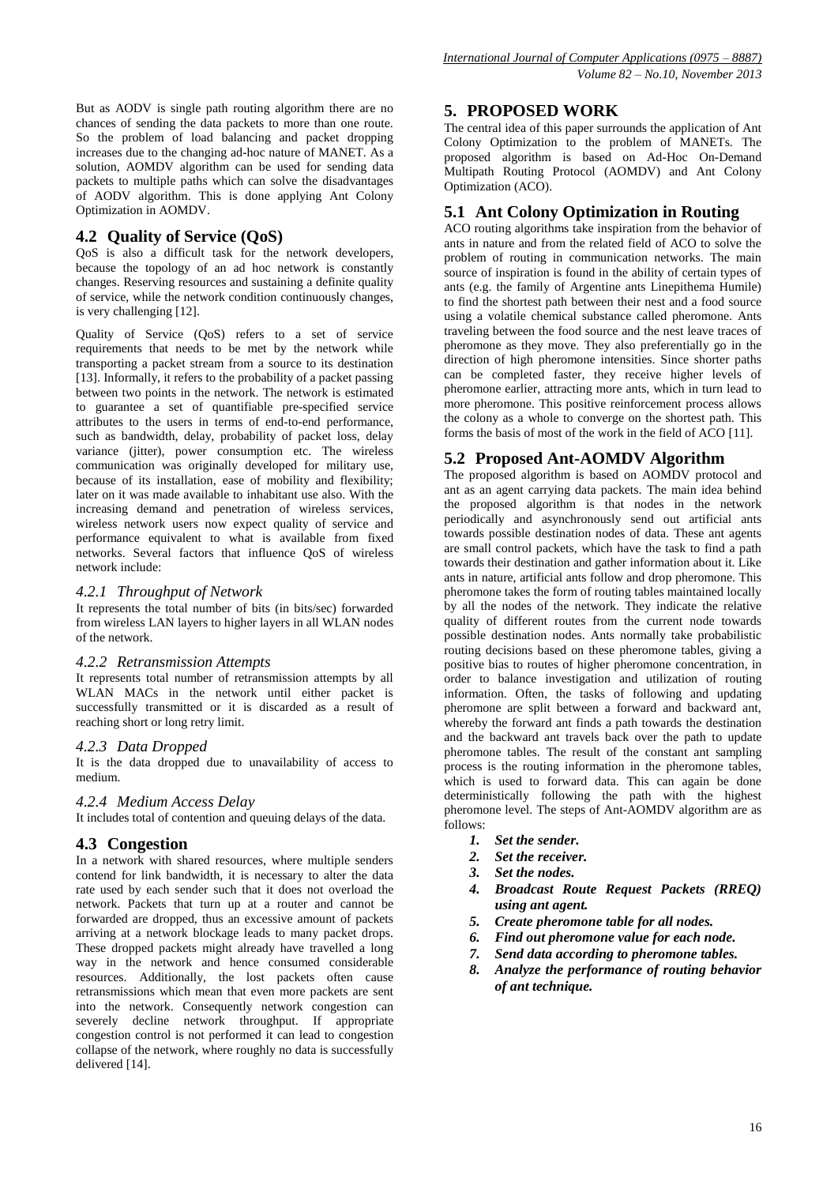But as AODV is single path routing algorithm there are no chances of sending the data packets to more than one route. So the problem of load balancing and packet dropping increases due to the changing ad-hoc nature of MANET. As a solution, AOMDV algorithm can be used for sending data packets to multiple paths which can solve the disadvantages of AODV algorithm. This is done applying Ant Colony Optimization in AOMDV.

## 4.2 Quality of Service (QoS)

QoS is also a difficult task for the network developers, because the topology of an ad hoc network is constantly changes. Reserving resources and sustaining a definite quality of service, while the network condition continuously changes, is very challenging [12].

Quality of Service (QoS) refers to a set of service requirements that needs to be met by the network while transporting a packet stream from a source to its destination [13]. Informally, it refers to the probability of a packet passing between two points in the network. The network is estimated to guarantee a set of quantifiable pre-specified service attributes to the users in terms of end-to-end performance, such as bandwidth, delay, probability of packet loss, delay variance (jitter), power consumption etc. The wireless communication was originally developed for military use, because of its installation, ease of mobility and flexibility; later on it was made available to inhabitant use also. With the increasing demand and penetration of wireless services, wireless network users now expect quality of service and performance equivalent to what is available from fixed networks. Several factors that influence QoS of wireless network include:

### *4.2.1 Throughput of Network*

It represents the total number of bits (in bits/sec) forwarded from wireless LAN layers to higher layers in all WLAN nodes of the network.

### *4.2.2 Retransmission Attempts*

It represents total number of retransmission attempts by all WLAN MACs in the network until either packet is successfully transmitted or it is discarded as a result of reaching short or long retry limit.

### *4.2.3 Data Dropped*

It is the data dropped due to unavailability of access to medium.

### *4.2.4 Medium Access Delay*

It includes total of contention and queuing delays of the data.

## 4.3 Congestion

In a network with shared resources, where multiple senders contend for link bandwidth, it is necessary to alter the data rate used by each sender such that it does not overload the network. Packets that turn up at a router and cannot be forwarded are dropped, thus an excessive amount of packets arriving at a network blockage leads to many packet drops. These dropped packets might already have travelled a long way in the network and hence consumed considerable resources. Additionally, the lost packets often cause retransmissions which mean that even more packets are sent into the network. Consequently network congestion can severely decline network throughput. If appropriate congestion control is not performed it can lead to congestion collapse of the network, where roughly no data is successfully delivered [14].

# 5. PROPOSED WORK

The central idea of this paper surrounds the application of Ant Colony Optimization to the problem of MANETs. The proposed algorithm is based on Ad-Hoc On-Demand Multipath Routing Protocol (AOMDV) and Ant Colony Optimization (ACO).

## 5.1 Ant Colony Optimization in Routing

ACO routing algorithms take inspiration from the behavior of ants in nature and from the related field of ACO to solve the problem of routing in communication networks. The main source of inspiration is found in the ability of certain types of ants (e.g. the family of Argentine ants Linepithema Humile) to find the shortest path between their nest and a food source using a volatile chemical substance called pheromone. Ants traveling between the food source and the nest leave traces of pheromone as they move. They also preferentially go in the direction of high pheromone intensities. Since shorter paths can be completed faster, they receive higher levels of pheromone earlier, attracting more ants, which in turn lead to more pheromone. This positive reinforcement process allows the colony as a whole to converge on the shortest path. This forms the basis of most of the work in the field of ACO [11].

## 5.2 Proposed Ant-AOMDV Algorithm

The proposed algorithm is based on AOMDV protocol and ant as an agent carrying data packets. The main idea behind the proposed algorithm is that nodes in the network periodically and asynchronously send out artificial ants towards possible destination nodes of data. These ant agents are small control packets, which have the task to find a path towards their destination and gather information about it. Like ants in nature, artificial ants follow and drop pheromone. This pheromone takes the form of routing tables maintained locally by all the nodes of the network. They indicate the relative quality of different routes from the current node towards possible destination nodes. Ants normally take probabilistic routing decisions based on these pheromone tables, giving a positive bias to routes of higher pheromone concentration, in order to balance investigation and utilization of routing information. Often, the tasks of following and updating pheromone are split between a forward and backward ant, whereby the forward ant finds a path towards the destination and the backward ant travels back over the path to update pheromone tables. The result of the constant ant sampling process is the routing information in the pheromone tables, which is used to forward data. This can again be done deterministically following the path with the highest pheromone level. The steps of Ant-AOMDV algorithm are as follows:

1. ***Set the sender.***
2. ***Set the receiver.***
3. ***Set the nodes.***
4. ***Broadcast Route Request Packets (RREQ) using ant agent.***
5. ***Create pheromone table for all nodes.***
6. ***Find out pheromone value for each node.***
7. ***Send data according to pheromone tables.***
8. ***Analyze the performance of routing behavior of ant technique.***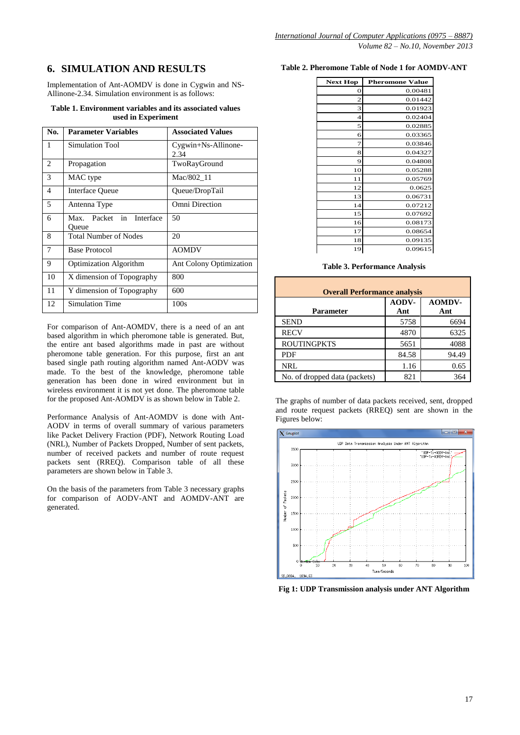## 6. SIMULATION AND RESULTS

Implementation of Ant-AOMDV is done in Cygwin and NS-Allinone-2.34. Simulation environment is as follows:

**Table 1. Environment variables and its associated values used in Experiment**

| No. | Parameter Variables | Associated Values |
|---|---|---|
| 1 | Simulation Tool | Cygwin+Ns-Allinone-2.34 |
| 2 | Propagation | TwoRayGround |
| 3 | MAC type | Mac/802_11 |
| 4 | Interface Queue | Queue/DropTail |
| 5 | Antenna Type | Omni Direction |
| 6 | Max. Packet in Interface Queue | 50 |
| 8 | Total Number of Nodes | 20 |
| 7 | Base Protocol | AOMDV |
| 9 | Optimization Algorithm | Ant Colony Optimization |
| 10 | X dimension of Topography | 800 |
| 11 | Y dimension of Topography | 600 |
| 12 | Simulation Time | 100s |

For comparison of Ant-AOMDV, there is a need of an ant based algorithm in which pheromone table is generated. But, the entire ant based algorithms made in past are without pheromone table generation. For this purpose, first an ant based single path routing algorithm named Ant-AODV was made. To the best of the knowledge, pheromone table generation has been done in wired environment but in wireless environment it is not yet done. The pheromone table for the proposed Ant-AOMDV is as shown below in Table 2.

Performance Analysis of Ant-AOMDV is done with Ant-AODV in terms of overall summary of various parameters like Packet Delivery Fraction (PDF), Network Routing Load (NRL), Number of Packets Dropped, Number of sent packets, number of received packets and number of route request packets sent (RREQ). Comparison table of all these parameters are shown below in Table 3.

On the basis of the parameters from Table 3 necessary graphs for comparison of AODV-ANT and AOMDV-ANT are generated.

**Table 2. Pheromone Table of Node 1 for AOMDV-ANT**

| Next Hop | Pheromone Value |
|---|---|
| 0 | 0.00481 |
| 2 | 0.01442 |
| 3 | 0.01923 |
| 4 | 0.02404 |
| 5 | 0.02885 |
| 6 | 0.03365 |
| 7 | 0.03846 |
| 8 | 0.04327 |
| 9 | 0.04808 |
| 10 | 0.05288 |
| 11 | 0.05769 |
| 12 | 0.0625 |
| 13 | 0.06731 |
| 14 | 0.07212 |
| 15 | 0.07692 |
| 16 | 0.08173 |
| 17 | 0.08654 |
| 18 | 0.09135 |
| 19 | 0.09615 |

**Table 3. Performance Analysis**

| Overall Performance analysis | | |
|---|---|---|
| Parameter | AODV-Ant | AOMDV-Ant |
| SEND | 5758 | 6694 |
| RECV | 4870 | 6325 |
| ROUTINGPKTS | 5651 | 4088 |
| PDF | 84.58 | 94.49 |
| NRL | 1.16 | 0.65 |
| No. of dropped data (packets) | 821 | 364 |

The graphs of number of data packets received, sent, dropped and route request packets (RREQ) sent are shown in the Figures below:

**Fig 1: UDP Transmission analysis under ANT Algorithm**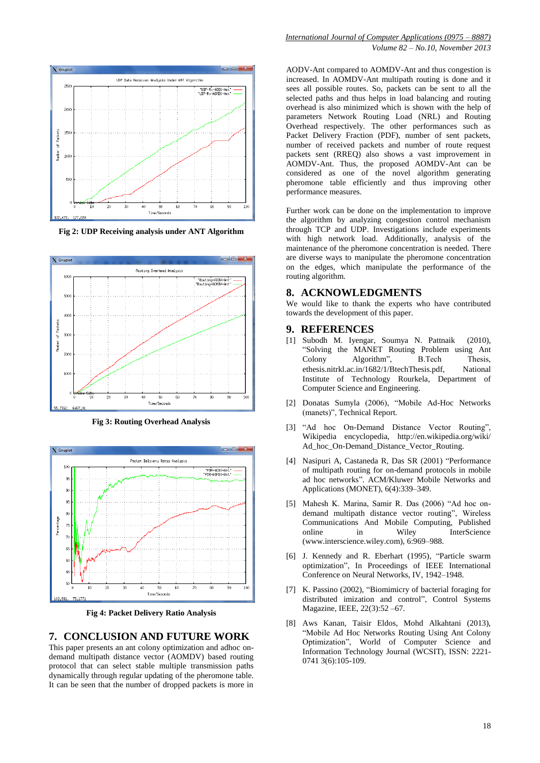Fig 2: UDP Receiving analysis under ANT Algorithm

Fig 3: Routing Overhead Analysis

Fig 4: Packet Delivery Ratio Analysis

## 7. CONCLUSION AND FUTURE WORK

This paper presents an ant colony optimization and adhoc on-demand multipath distance vector (AOMDV) based routing protocol that can select stable multiple transmission paths dynamically through regular updating of the pheromone table. It can be seen that the number of dropped packets is more in AODV-Ant compared to AOMDV-Ant and thus congestion is increased. In AOMDV-Ant multipath routing is done and it sees all possible routes. So, packets can be sent to all the selected paths and thus helps in load balancing and routing overhead is also minimized which is shown with the help of parameters Network Routing Load (NRL) and Routing Overhead respectively. The other performances such as Packet Delivery Fraction (PDF), number of sent packets, number of received packets and number of route request packets sent (RREQ) also shows a vast improvement in AOMDV-Ant. Thus, the proposed AOMDV-Ant can be considered as one of the novel algorithm generating pheromone table efficiently and thus improving other performance measures.

Further work can be done on the implementation to improve the algorithm by analyzing congestion control mechanism through TCP and UDP. Investigations include experiments with high network load. Additionally, analysis of the maintenance of the pheromone concentration is needed. There are diverse ways to manipulate the pheromone concentration on the edges, which manipulate the performance of the routing algorithm.

## 8. ACKNOWLEDGMENTS

We would like to thank the experts who have contributed towards the development of this paper.

## 9. REFERENCES

[1] Subodh M. Iyengar, Soumya N. Pattnaik (2010), "Solving the MANET Routing Problem using Ant Colony Algorithm", B.Tech Thesis, ethesis.nitrkl.ac.in/1682/1/BtechThesis.pdf, National Institute of Technology Rourkela, Department of Computer Science and Engineering.

[2] Donatas Sumyla (2006), "Mobile Ad-Hoc Networks (manets)", Technical Report.

[3] "Ad hoc On-Demand Distance Vector Routing", Wikipedia encyclopedia, http://en.wikipedia.org/wiki/Ad_hoc_On-Demand_Distance_Vector_Routing.

[4] Nasipuri A, Castaneda R, Das SR (2001) "Performance of multipath routing for on-demand protocols in mobile ad hoc networks". ACM/Kluwer Mobile Networks and Applications (MONET), 6(4):339–349.

[5] Mahesh K. Marina, Samir R. Das (2006) "Ad hoc on-demand multipath distance vector routing", Wireless Communications And Mobile Computing, Published online in Wiley InterScience (www.interscience.wiley.com), 6:969–988.

[6] J. Kennedy and R. Eberhart (1995), "Particle swarm optimization", In Proceedings of IEEE International Conference on Neural Networks, IV, 1942–1948.

[7] K. Passino (2002), "Biomimicry of bacterial foraging for distributed imization and control", Control Systems Magazine, IEEE, 22(3):52 –67.

[8] Aws Kanan, Taisir Eldos, Mohd Alkahtani (2013), "Mobile Ad Hoc Networks Routing Using Ant Colony Optimization", World of Computer Science and Information Technology Journal (WCSIT), ISSN: 2221-0741 3(6):105-109.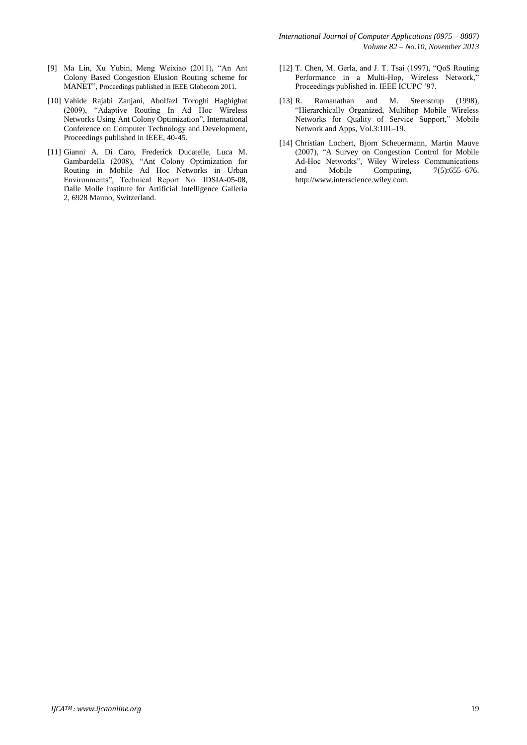[9] Ma Lin, Xu Yubin, Meng Weixiao (2011), "An Ant Colony Based Congestion Elusion Routing scheme for MANET", Proceedings published in IEEE Globecom 2011.

[10] Vahide Rajabi Zanjani, Abolfazl Toroghi Haghighat (2009), "Adaptive Routing In Ad Hoc Wireless Networks Using Ant Colony Optimization", International Conference on Computer Technology and Development, Proceedings published in IEEE, 40-45.

[11] Gianni A. Di Caro, Frederick Ducatelle, Luca M. Gambardella (2008), "Ant Colony Optimization for Routing in Mobile Ad Hoc Networks in Urban Environments", Technical Report No. IDSIA-05-08, Dalle Molle Institute for Artificial Intelligence Galleria 2, 6928 Manno, Switzerland.

[12] T. Chen, M. Gerla, and J. T. Tsai (1997), "QoS Routing Performance in a Multi-Hop, Wireless Network," Proceedings published in. IEEE ICUPC '97.

[13] R. Ramanathan and M. Steenstrup (1998), "Hierarchically Organized, Multihop Mobile Wireless Networks for Quality of Service Support," Mobile Network and Apps, Vol.3:101–19.

[14] Christian Lochert, Bjorn Scheuermann, Martin Mauve (2007), "A Survey on Congestion Control for Mobile Ad-Hoc Networks", Wiley Wireless Communications and Mobile Computing, 7(5):655–676. http://www.interscience.wiley.com.